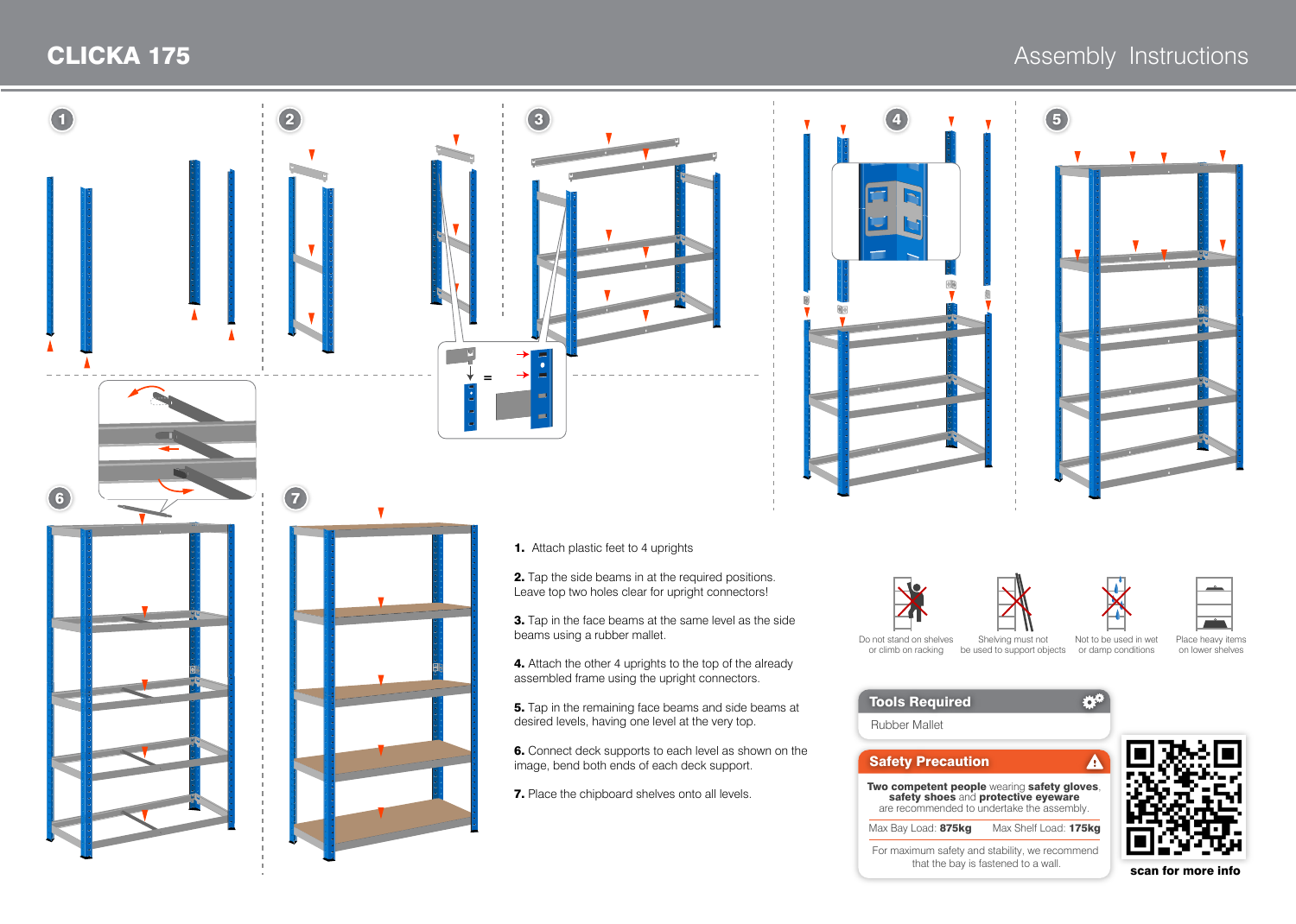# CLICKA 175

## Assembly Instructions

1. Attach plastic feet to 4 uprights

2. Tap the side beams in at the required positions. Leave top two holes clear for upright connectors!

3. Tap in the face beams at the same level as the side beams using a rubber mallet.

4. Attach the other 4 uprights to the top of the already assembled frame using the upright connectors.

5. Tap in the remaining face beams and side beams at desired levels, having one level at the very top.

6. Connect deck supports to each level as shown on the image, bend both ends of each deck support.

7. Place the chipboard shelves onto all levels.

Do not stand on shelves or climb on racking

Shelving must not be used to support objects

Not to be used in wet or damp conditions

Place heavy items on lower shelves

### Tools Required

Rubber Mallet

### Safety Precaution

**Two competent people** wearing **safety gloves**, **safety shoes** and **protective eyewear** are recommended to undertake the assembly.

Max Bay Load: **875kg** Max Shelf Load: **175kg**

For maximum safety and stability, we recommend that the bay is fastened to a wall.

**scan for more info**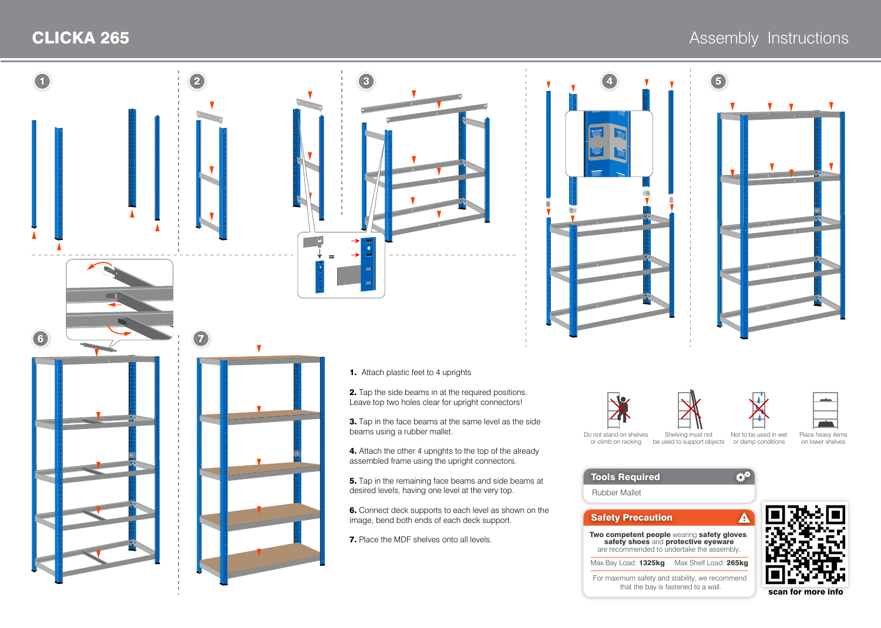# CLICKA 265

## Assembly Instructions

1. Attach plastic feet to 4 uprights

2. Tap the side beams in at the required positions. Leave top two holes clear for upright connectors!

3. Tap in the face beams at the same level as the side beams using a rubber mallet.

4. Attach the other 4 uprights to the top of the already assembled frame using the upright connectors.

5. Tap in the remaining face beams and side beams at desired levels, having one level at the very top.

6. Connect deck supports to each level as shown on the image, bend both ends of each deck support.

7. Place the MDF shelves onto all levels.

Do not stand on shelves or climb on racking

Shelving must not be used to support objects

Not to be used in wet or damp conditions

Place heavy items on lower shelves

### Tools Required

Rubber Mallet

### Safety Precaution

**Two competent people** wearing **safety gloves**, **safety shoes** and **protective eyewear** are recommended to undertake the assembly.

Max Bay Load: **1325kg** Max Shelf Load: **265kg**

For maximum safety and stability, we recommend that the bay is fastened to a wall.

**scan for more info**